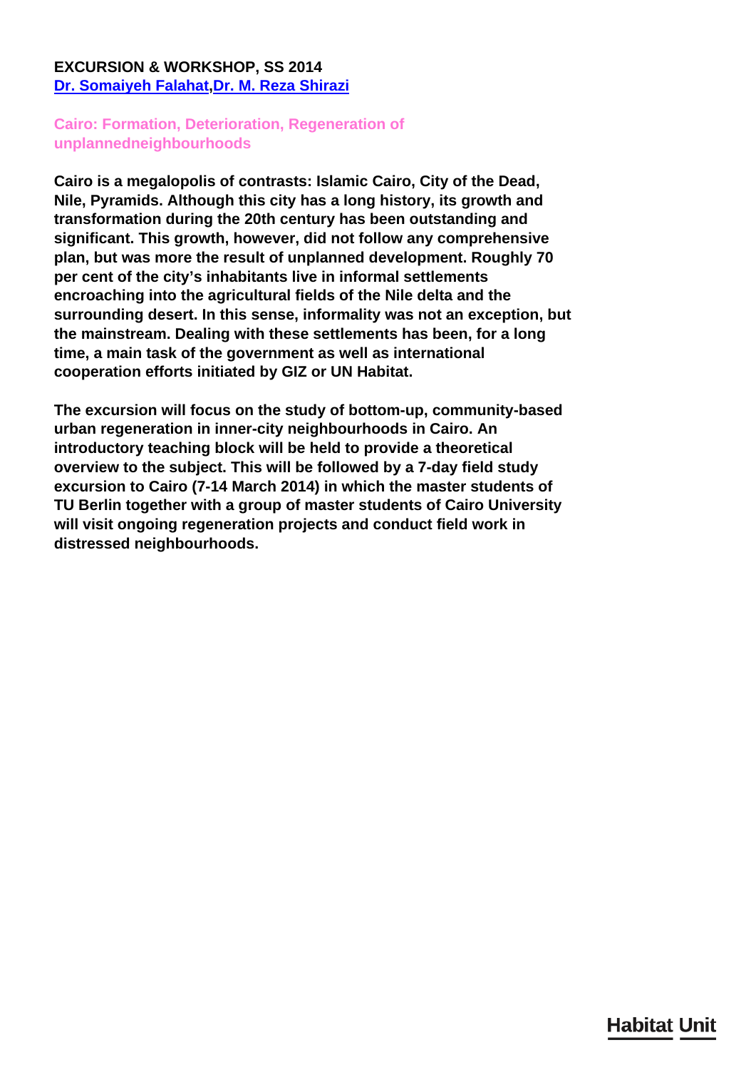**EXCURSION & WORKSHOP, SS 2014**
**Dr. Somaiyeh Falahat,Dr. M. Reza Shirazi**

## Cairo: Formation, Deterioration, Regeneration of unplannedneighbourhoods

**Cairo is a megalopolis of contrasts: Islamic Cairo, City of the Dead, Nile, Pyramids. Although this city has a long history, its growth and transformation during the 20th century has been outstanding and significant. This growth, however, did not follow any comprehensive plan, but was more the result of unplanned development. Roughly 70 per cent of the city's inhabitants live in informal settlements encroaching into the agricultural fields of the Nile delta and the surrounding desert. In this sense, informality was not an exception, but the mainstream. Dealing with these settlements has been, for a long time, a main task of the government as well as international cooperation efforts initiated by GIZ or UN Habitat.**

**The excursion will focus on the study of bottom-up, community-based urban regeneration in inner-city neighbourhoods in Cairo. An introductory teaching block will be held to provide a theoretical overview to the subject. This will be followed by a 7-day field study excursion to Cairo (7-14 March 2014) in which the master students of TU Berlin together with a group of master students of Cairo University will visit ongoing regeneration projects and conduct field work in distressed neighbourhoods.**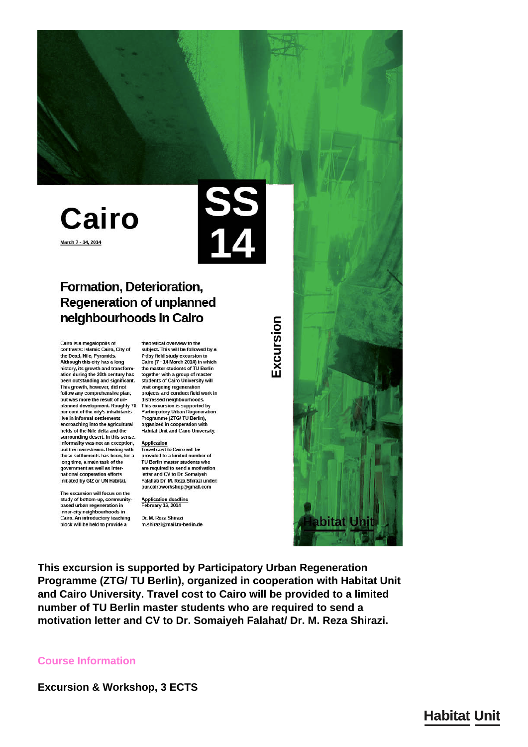# Cairo

March 7 - 14, 2014

SS 14

## Formation, Deterioration, Regeneration of unplanned neighbourhoods in Cairo

Cairo is a megalopolis of contrasts: Islamic Cairo, City of the Dead, Nile, Pyramids. Although this city has a long history, its growth and transformation during the 20th century has been outstanding and significant. This growth, however, did not follow any comprehensive plan, but was more the result of unplanned development. Roughly 70 per cent of the city's inhabitants live in informal settlements encroaching into the agricultural fields of the Nile delta and the surrounding desert. In this sense, informality was not an exception, but the mainstream. Dealing with these settlements has been, for a long time, a main task of the government as well as international cooperation efforts initiated by GIZ or UN Habitat.

The excursion will focus on the study of bottom-up, community-based urban regeneration in inner-city neighbourhoods in Cairo. An introductory teaching block will be held to provide a theoretical overview to the subject. This will be followed by a 7-day field study excursion to Cairo (7 - 14 March 2014) in which the master students of TU Berlin together with a group of master students of Cairo University will visit ongoing regeneration projects and conduct field work in distressed neighbourhoods. This excursion is supported by Participatory Urban Regeneration Programme (ZTG/ TU Berlin), organized in cooperation with Habitat Unit and Cairo University.

**Application**
Travel cost to Cairo will be provided to a limited number of TU Berlin master students who are required to send a motivation letter and CV to Dr. Somaiyeh Falahat/ Dr. M. Reza Shirazi under: pur.cairoworkshop@gmail.com

**Application deadline**
February 16, 2014

Dr. M. Reza Shirazi
m.shirazi@mail.tu-berlin.de

Excursion

Habitat Unit

**This excursion is supported by Participatory Urban Regeneration Programme (ZTG/ TU Berlin), organized in cooperation with Habitat Unit and Cairo University. Travel cost to Cairo will be provided to a limited number of TU Berlin master students who are required to send a motivation letter and CV to Dr. Somaiyeh Falahat/ Dr. M. Reza Shirazi.**

### Course Information

**Excursion & Workshop, 3 ECTS**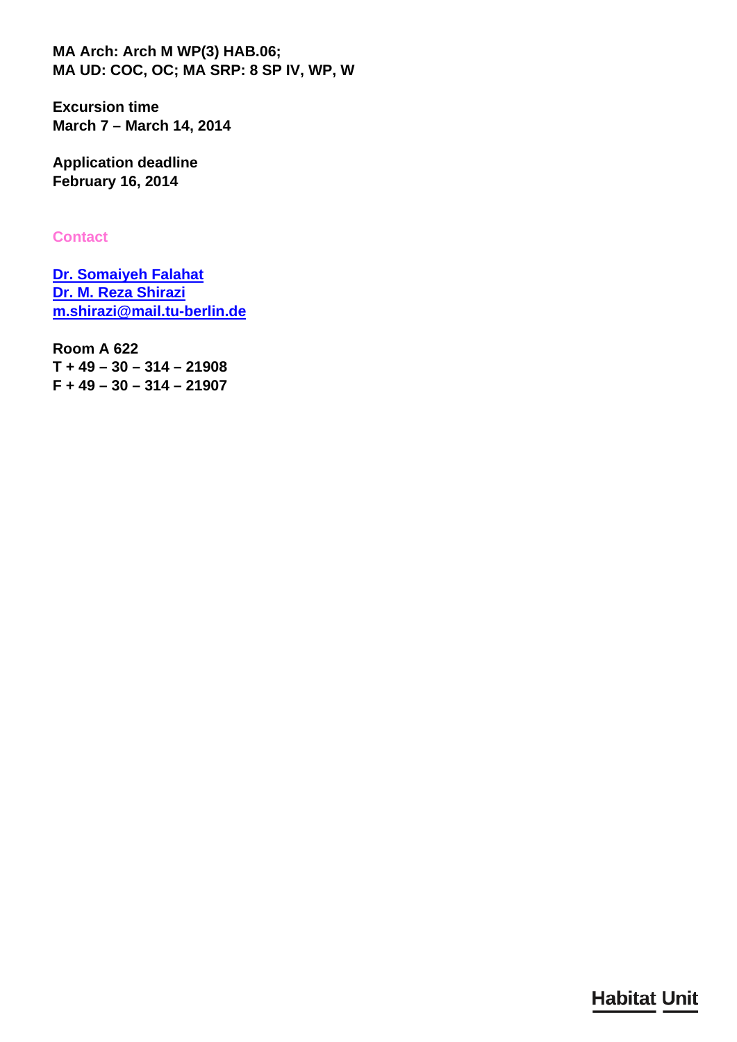**MA Arch: Arch M WP(3) HAB.06;**
**MA UD: COC, OC; MA SRP: 8 SP IV, WP, W**

**Excursion time**
**March 7 – March 14, 2014**

**Application deadline**
**February 16, 2014**

**Contact**

**Dr. Somaiyeh Falahat**
**Dr. M. Reza Shirazi**
**m.shirazi@mail.tu-berlin.de**

**Room A 622**
**T + 49 – 30 – 314 – 21908**
**F + 49 – 30 – 314 – 21907**

**Habitat Unit**